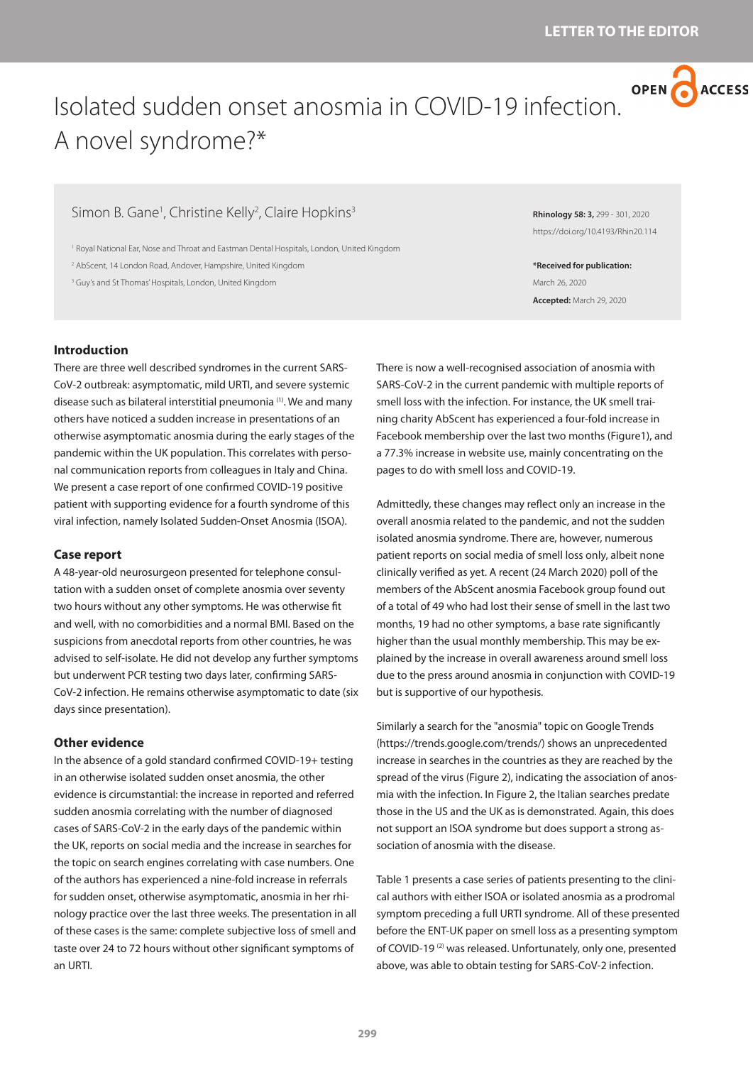LETTER TO THE EDITOR

# Isolated sudden onset anosmia in COVID-19 infection. A novel syndrome?*

Simon B. Gane[1], Christine Kelly[2], Claire Hopkins[3]

[1] Royal National Ear, Nose and Throat and Eastman Dental Hospitals, London, United Kingdom
[2] AbScent, 14 London Road, Andover, Hampshire, United Kingdom
[3] Guy's and St Thomas' Hospitals, London, United Kingdom

**Rhinology 58: 3,** 299 - 301, 2020
https://doi.org/10.4193/Rhin20.114

***Received for publication:**
March 26, 2020
**Accepted:** March 29, 2020

## Introduction

There are three well described syndromes in the current SARS-CoV-2 outbreak: asymptomatic, mild URTI, and severe systemic disease such as bilateral interstitial pneumonia [1]. We and many others have noticed a sudden increase in presentations of an otherwise asymptomatic anosmia during the early stages of the pandemic within the UK population. This correlates with personal communication reports from colleagues in Italy and China. We present a case report of one confirmed COVID-19 positive patient with supporting evidence for a fourth syndrome of this viral infection, namely Isolated Sudden-Onset Anosmia (ISOA).

## Case report

A 48-year-old neurosurgeon presented for telephone consultation with a sudden onset of complete anosmia over seventy two hours without any other symptoms. He was otherwise fit and well, with no comorbidities and a normal BMI. Based on the suspicions from anecdotal reports from other countries, he was advised to self-isolate. He did not develop any further symptoms but underwent PCR testing two days later, confirming SARS-CoV-2 infection. He remains otherwise asymptomatic to date (six days since presentation).

## Other evidence

In the absence of a gold standard confirmed COVID-19+ testing in an otherwise isolated sudden onset anosmia, the other evidence is circumstantial: the increase in reported and referred sudden anosmia correlating with the number of diagnosed cases of SARS-CoV-2 in the early days of the pandemic within the UK, reports on social media and the increase in searches for the topic on search engines correlating with case numbers. One of the authors has experienced a nine-fold increase in referrals for sudden onset, otherwise asymptomatic, anosmia in her rhinology practice over the last three weeks. The presentation in all of these cases is the same: complete subjective loss of smell and taste over 24 to 72 hours without other significant symptoms of an URTI.

There is now a well-recognised association of anosmia with SARS-CoV-2 in the current pandemic with multiple reports of smell loss with the infection. For instance, the UK smell training charity AbScent has experienced a four-fold increase in Facebook membership over the last two months (Figure1), and a 77.3% increase in website use, mainly concentrating on the pages to do with smell loss and COVID-19.

Admittedly, these changes may reflect only an increase in the overall anosmia related to the pandemic, and not the sudden isolated anosmia syndrome. There are, however, numerous patient reports on social media of smell loss only, albeit none clinically verified as yet. A recent (24 March 2020) poll of the members of the AbScent anosmia Facebook group found out of a total of 49 who had lost their sense of smell in the last two months, 19 had no other symptoms, a base rate significantly higher than the usual monthly membership. This may be explained by the increase in overall awareness around smell loss due to the press around anosmia in conjunction with COVID-19 but is supportive of our hypothesis.

Similarly a search for the "anosmia" topic on Google Trends (https://trends.google.com/trends/) shows an unprecedented increase in searches in the countries as they are reached by the spread of the virus (Figure 2), indicating the association of anosmia with the infection. In Figure 2, the Italian searches predate those in the US and the UK as is demonstrated. Again, this does not support an ISOA syndrome but does support a strong association of anosmia with the disease.

Table 1 presents a case series of patients presenting to the clinical authors with either ISOA or isolated anosmia as a prodromal symptom preceding a full URTI syndrome. All of these presented before the ENT-UK paper on smell loss as a presenting symptom of COVID-19 [2] was released. Unfortunately, only one, presented above, was able to obtain testing for SARS-CoV-2 infection.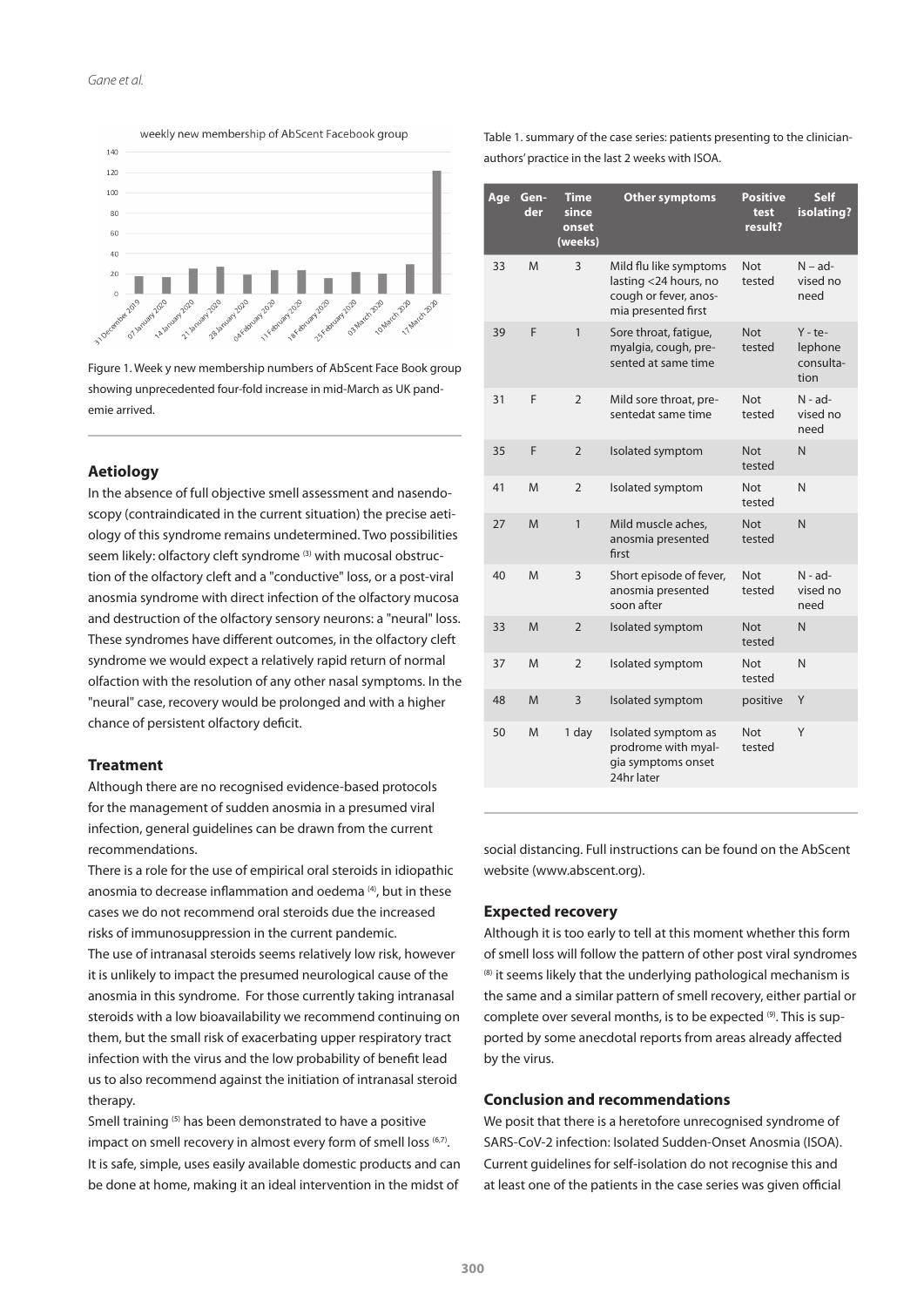Figure 1. Week y new membership numbers of AbScent Face Book group showing unprecedented four-fold increase in mid-March as UK pandemie arrived.

## Aetiology

In the absence of full objective smell assessment and nasendoscopy (contraindicated in the current situation) the precise aetiology of this syndrome remains undetermined. Two possibilities seem likely: olfactory cleft syndrome [3] with mucosal obstruction of the olfactory cleft and a "conductive" loss, or a post-viral anosmia syndrome with direct infection of the olfactory mucosa and destruction of the olfactory sensory neurons: a "neural" loss. These syndromes have different outcomes, in the olfactory cleft syndrome we would expect a relatively rapid return of normal olfaction with the resolution of any other nasal symptoms. In the "neural" case, recovery would be prolonged and with a higher chance of persistent olfactory deficit.

## Treatment

Although there are no recognised evidence-based protocols for the management of sudden anosmia in a presumed viral infection, general guidelines can be drawn from the current recommendations.

There is a role for the use of empirical oral steroids in idiopathic anosmia to decrease inflammation and oedema [4], but in these cases we do not recommend oral steroids due the increased risks of immunosuppression in the current pandemic.

The use of intranasal steroids seems relatively low risk, however it is unlikely to impact the presumed neurological cause of the anosmia in this syndrome. For those currently taking intranasal steroids with a low bioavailability we recommend continuing on them, but the small risk of exacerbating upper respiratory tract infection with the virus and the low probability of benefit lead us to also recommend against the initiation of intranasal steroid therapy.

Smell training [5] has been demonstrated to have a positive impact on smell recovery in almost every form of smell loss [6,7]. It is safe, simple, uses easily available domestic products and can be done at home, making it an ideal intervention in the midst of social distancing. Full instructions can be found on the AbScent website (www.abscent.org).

Table 1. summary of the case series: patients presenting to the clinician-authors' practice in the last 2 weeks with ISOA.

| Age | Gender | Time since onset (weeks) | Other symptoms | Positive test result? | Self isolating? |
|---|---|---|---|---|---|
| 33 | M | 3 | Mild flu like symptoms lasting <24 hours, no cough or fever, anosmia presented first | Not tested | N – advised no need |
| 39 | F | 1 | Sore throat, fatigue, myalgia, cough, presented at same time | Not tested | Y - telephone consultation |
| 31 | F | 2 | Mild sore throat, presentedat same time | Not tested | N - advised no need |
| 35 | F | 2 | Isolated symptom | Not tested | N |
| 41 | M | 2 | Isolated symptom | Not tested | N |
| 27 | M | 1 | Mild muscle aches, anosmia presented first | Not tested | N |
| 40 | M | 3 | Short episode of fever, anosmia presented soon after | Not tested | N - advised no need |
| 33 | M | 2 | Isolated symptom | Not tested | N |
| 37 | M | 2 | Isolated symptom | Not tested | N |
| 48 | M | 3 | Isolated symptom | positive | Y |
| 50 | M | 1 day | Isolated symptom as prodrome with myalgia symptoms onset 24hr later | Not tested | Y |

## Expected recovery

Although it is too early to tell at this moment whether this form of smell loss will follow the pattern of other post viral syndromes [8] it seems likely that the underlying pathological mechanism is the same and a similar pattern of smell recovery, either partial or complete over several months, is to be expected [9]. This is supported by some anecdotal reports from areas already affected by the virus.

## Conclusion and recommendations

We posit that there is a heretofore unrecognised syndrome of SARS-CoV-2 infection: Isolated Sudden-Onset Anosmia (ISOA). Current guidelines for self-isolation do not recognise this and at least one of the patients in the case series was given official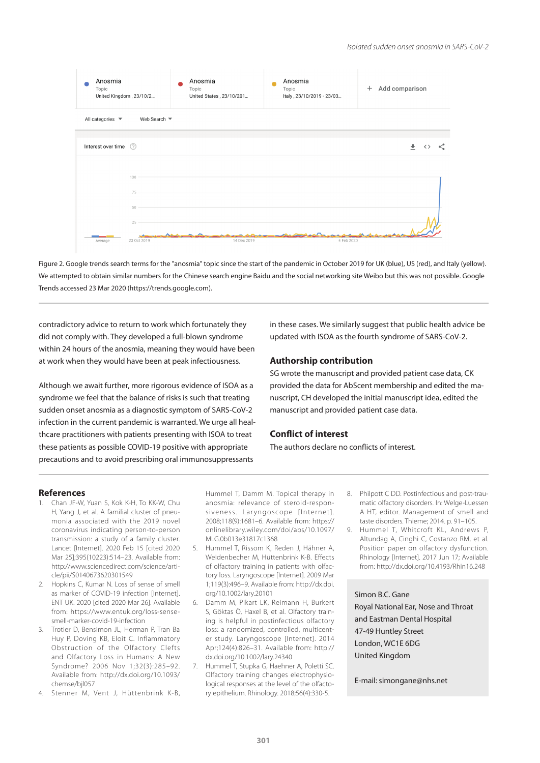Anosmia
Topic
United Kingdom , 23/10/2...

Anosmia
Topic
United States , 23/10/201...

Anosmia
Topic
Italy , 23/10/2019 - 23/03...

+ Add comparison

All categories

Web Search

Interest over time

100
75
50
25

Average

23 Oct 2019
14 Dec 2019
4 Feb 2020

Figure 2. Google trends search terms for the "anosmia" topic since the start of the pandemic in October 2019 for UK (blue), US (red), and Italy (yellow). We attempted to obtain similar numbers for the Chinese search engine Baidu and the social networking site Weibo but this was not possible. Google Trends accessed 23 Mar 2020 (https://trends.google.com).

contradictory advice to return to work which fortunately they did not comply with. They developed a full-blown syndrome within 24 hours of the anosmia, meaning they would have been at work when they would have been at peak infectiousness.

Although we await further, more rigorous evidence of ISOA as a syndrome we feel that the balance of risks is such that treating sudden onset anosmia as a diagnostic symptom of SARS-CoV-2 infection in the current pandemic is warranted. We urge all healthcare practitioners with patients presenting with ISOA to treat these patients as possible COVID-19 positive with appropriate precautions and to avoid prescribing oral immunosuppressants in these cases. We similarly suggest that public health advice be updated with ISOA as the fourth syndrome of SARS-CoV-2.

## Authorship contribution

SG wrote the manuscript and provided patient case data, CK provided the data for AbScent membership and edited the manuscript, CH developed the initial manuscript idea, edited the manuscript and provided patient case data.

## Conflict of interest

The authors declare no conflicts of interest.

## References

1. Chan JF-W, Yuan S, Kok K-H, To KK-W, Chu H, Yang J, et al. A familial cluster of pneumonia associated with the 2019 novel coronavirus indicating person-to-person transmission: a study of a family cluster. Lancet [Internet]. 2020 Feb 15 [cited 2020 Mar 25];395(10223):514–23. Available from: http://www.sciencedirect.com/science/article/pii/S0140673620301549
2. Hopkins C, Kumar N. Loss of sense of smell as marker of COVID-19 infection [Internet]. ENT UK. 2020 [cited 2020 Mar 26]. Available from: https://www.entuk.org/loss-sense-smell-marker-covid-19-infection
3. Trotier D, Bensimon JL, Herman P, Tran Ba Huy P, Doving KB, Eloit C. Inflammatory Obstruction of the Olfactory Clefts and Olfactory Loss in Humans: A New Syndrome? 2006 Nov 1;32(3):285–92. Available from: http://dx.doi.org/10.1093/chemse/bjl057
4. Stenner M, Vent J, Hüttenbrink K-B, Hummel T, Damm M. Topical therapy in anosmia: relevance of steroid-responsiveness. Laryngoscope [Internet]. 2008;118(9):1681–6. Available from: https://onlinelibrary.wiley.com/doi/abs/10.1097/MLG.0b013e31817c1368
5. Hummel T, Rissom K, Reden J, Hähner A, Weidenbecher M, Hüttenbrink K-B. Effects of olfactory training in patients with olfactory loss. Laryngoscope [Internet]. 2009 Mar 1;119(3):496–9. Available from: http://dx.doi.org/10.1002/lary.20101
6. Damm M, Pikart LK, Reimann H, Burkert S, Göktas Ö, Haxel B, et al. Olfactory training is helpful in postinfectious olfactory loss: a randomized, controlled, multicenter study. Laryngoscope [Internet]. 2014 Apr;124(4):826–31. Available from: http://dx.doi.org/10.1002/lary.24340
7. Hummel T, Stupka G, Haehner A, Poletti SC. Olfactory training changes electrophysiological responses at the level of the olfactory epithelium. Rhinology. 2018;56(4):330-5.
8. Philpott C DD. Postinfectious and post-traumatic olfactory disorders. In: Welge-Luessen A HT, editor. Management of smell and taste disorders. Thieme; 2014. p. 91–105.
9. Hummel T, Whitcroft KL, Andrews P, Altundag A, Cinghi C, Costanzo RM, et al. Position paper on olfactory dysfunction. Rhinology [Internet]. 2017 Jun 17; Available from: http://dx.doi.org/10.4193/Rhin16.248

Simon B.C. Gane
Royal National Ear, Nose and Throat and Eastman Dental Hospital
47-49 Huntley Street
London, WC1E 6DG
United Kingdom

E-mail: simongane@nhs.net